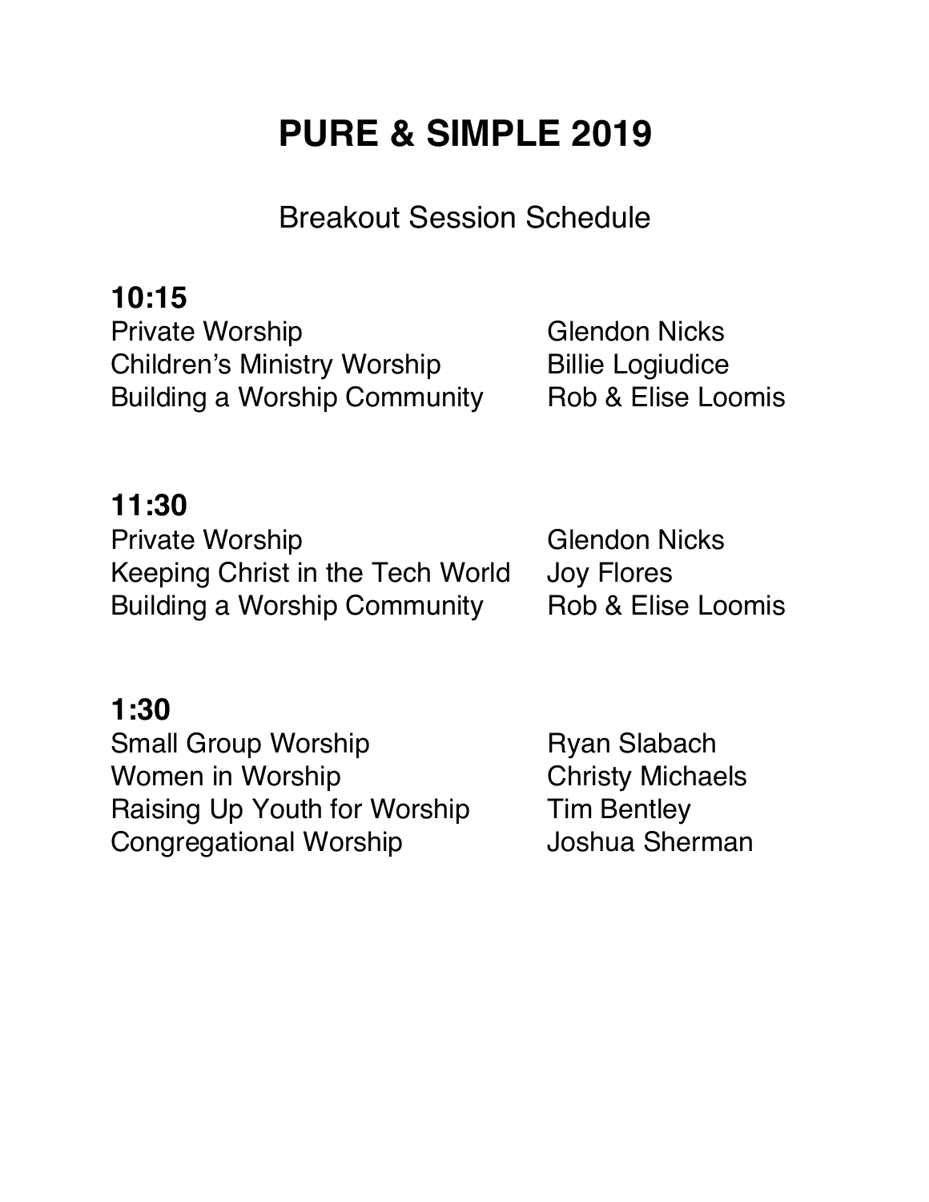# PURE & SIMPLE 2019

## Breakout Session Schedule

### 10:15

| Session | Presenter |
| --- | --- |
| Private Worship | Glendon Nicks |
| Children's Ministry Worship | Billie Logiudice |
| Building a Worship Community | Rob & Elise Loomis |

### 11:30

| Session | Presenter |
| --- | --- |
| Private Worship | Glendon Nicks |
| Keeping Christ in the Tech World | Joy Flores |
| Building a Worship Community | Rob & Elise Loomis |

### 1:30

| Session | Presenter |
| --- | --- |
| Small Group Worship | Ryan Slabach |
| Women in Worship | Christy Michaels |
| Raising Up Youth for Worship | Tim Bentley |
| Congregational Worship | Joshua Sherman |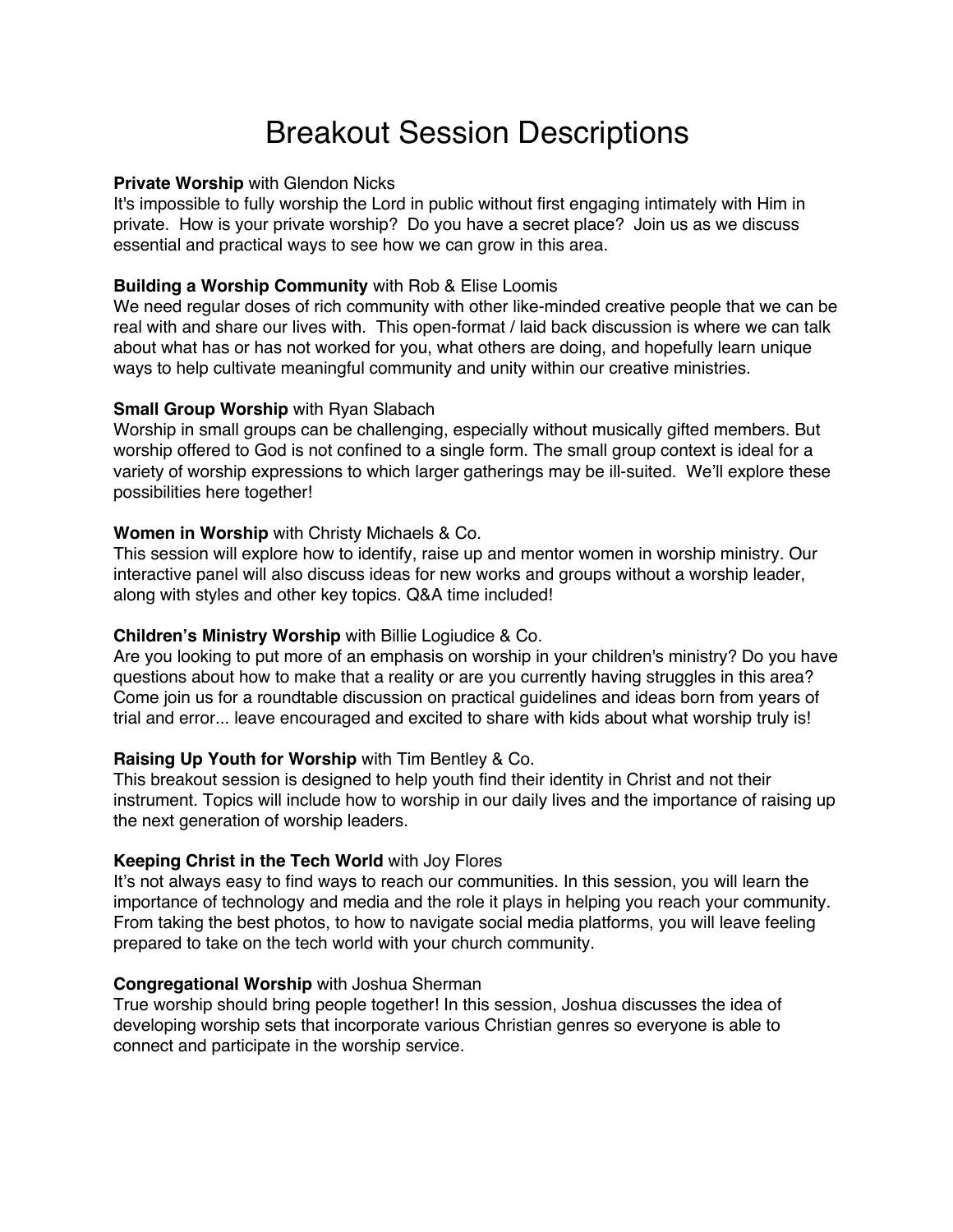# Breakout Session Descriptions

**Private Worship** with Glendon Nicks
It's impossible to fully worship the Lord in public without first engaging intimately with Him in private. How is your private worship? Do you have a secret place? Join us as we discuss essential and practical ways to see how we can grow in this area.

**Building a Worship Community** with Rob & Elise Loomis
We need regular doses of rich community with other like-minded creative people that we can be real with and share our lives with. This open-format / laid back discussion is where we can talk about what has or has not worked for you, what others are doing, and hopefully learn unique ways to help cultivate meaningful community and unity within our creative ministries.

**Small Group Worship** with Ryan Slabach
Worship in small groups can be challenging, especially without musically gifted members. But worship offered to God is not confined to a single form. The small group context is ideal for a variety of worship expressions to which larger gatherings may be ill-suited. We'll explore these possibilities here together!

**Women in Worship** with Christy Michaels & Co.
This session will explore how to identify, raise up and mentor women in worship ministry. Our interactive panel will also discuss ideas for new works and groups without a worship leader, along with styles and other key topics. Q&A time included!

**Children's Ministry Worship** with Billie Logiudice & Co.
Are you looking to put more of an emphasis on worship in your children's ministry? Do you have questions about how to make that a reality or are you currently having struggles in this area? Come join us for a roundtable discussion on practical guidelines and ideas born from years of trial and error... leave encouraged and excited to share with kids about what worship truly is!

**Raising Up Youth for Worship** with Tim Bentley & Co.
This breakout session is designed to help youth find their identity in Christ and not their instrument. Topics will include how to worship in our daily lives and the importance of raising up the next generation of worship leaders.

**Keeping Christ in the Tech World** with Joy Flores
It's not always easy to find ways to reach our communities. In this session, you will learn the importance of technology and media and the role it plays in helping you reach your community. From taking the best photos, to how to navigate social media platforms, you will leave feeling prepared to take on the tech world with your church community.

**Congregational Worship** with Joshua Sherman
True worship should bring people together! In this session, Joshua discusses the idea of developing worship sets that incorporate various Christian genres so everyone is able to connect and participate in the worship service.